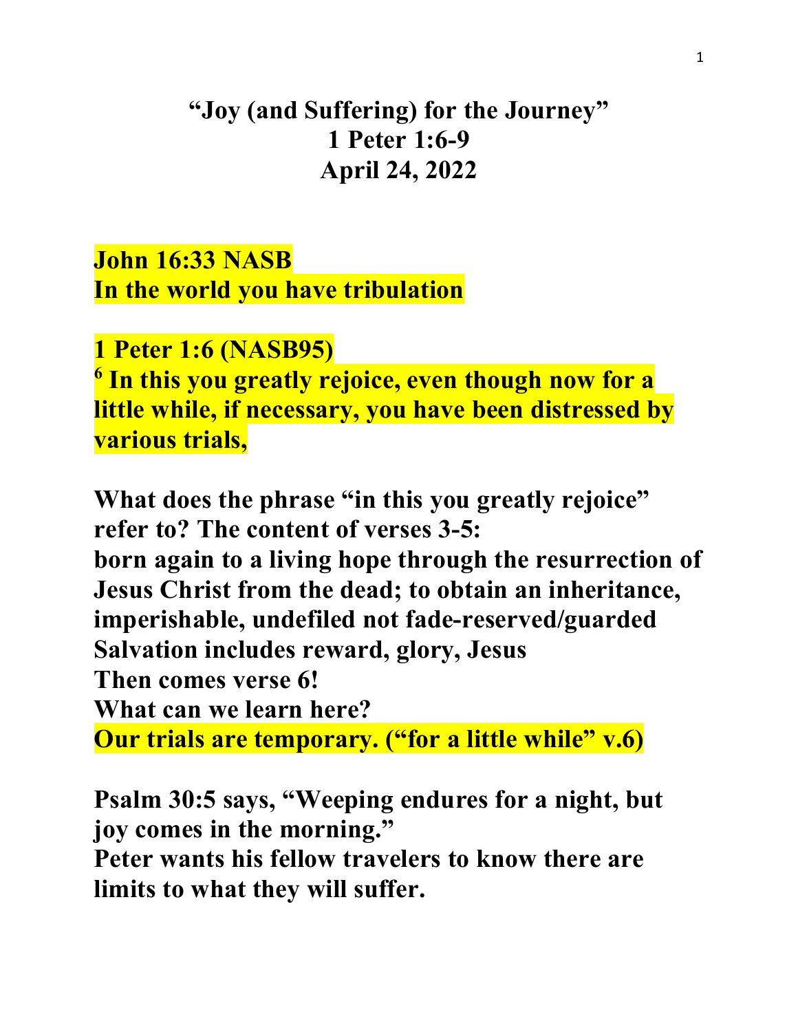# "Joy (and Suffering) for the Journey"
## 1 Peter 1:6-9
## April 24, 2022

**John 16:33 NASB**
**In the world you have tribulation**

**1 Peter 1:6 (NASB95)**
**[6] In this you greatly rejoice, even though now for a little while, if necessary, you have been distressed by various trials,**

**What does the phrase "in this you greatly rejoice" refer to? The content of verses 3-5:**
**born again to a living hope through the resurrection of Jesus Christ from the dead; to obtain an inheritance, imperishable, undefiled not fade-reserved/guarded**
**Salvation includes reward, glory, Jesus**
**Then comes verse 6!**
**What can we learn here?**
**Our trials are temporary. ("for a little while" v.6)**

**Psalm 30:5 says, "Weeping endures for a night, but joy comes in the morning."**
**Peter wants his fellow travelers to know there are limits to what they will suffer.**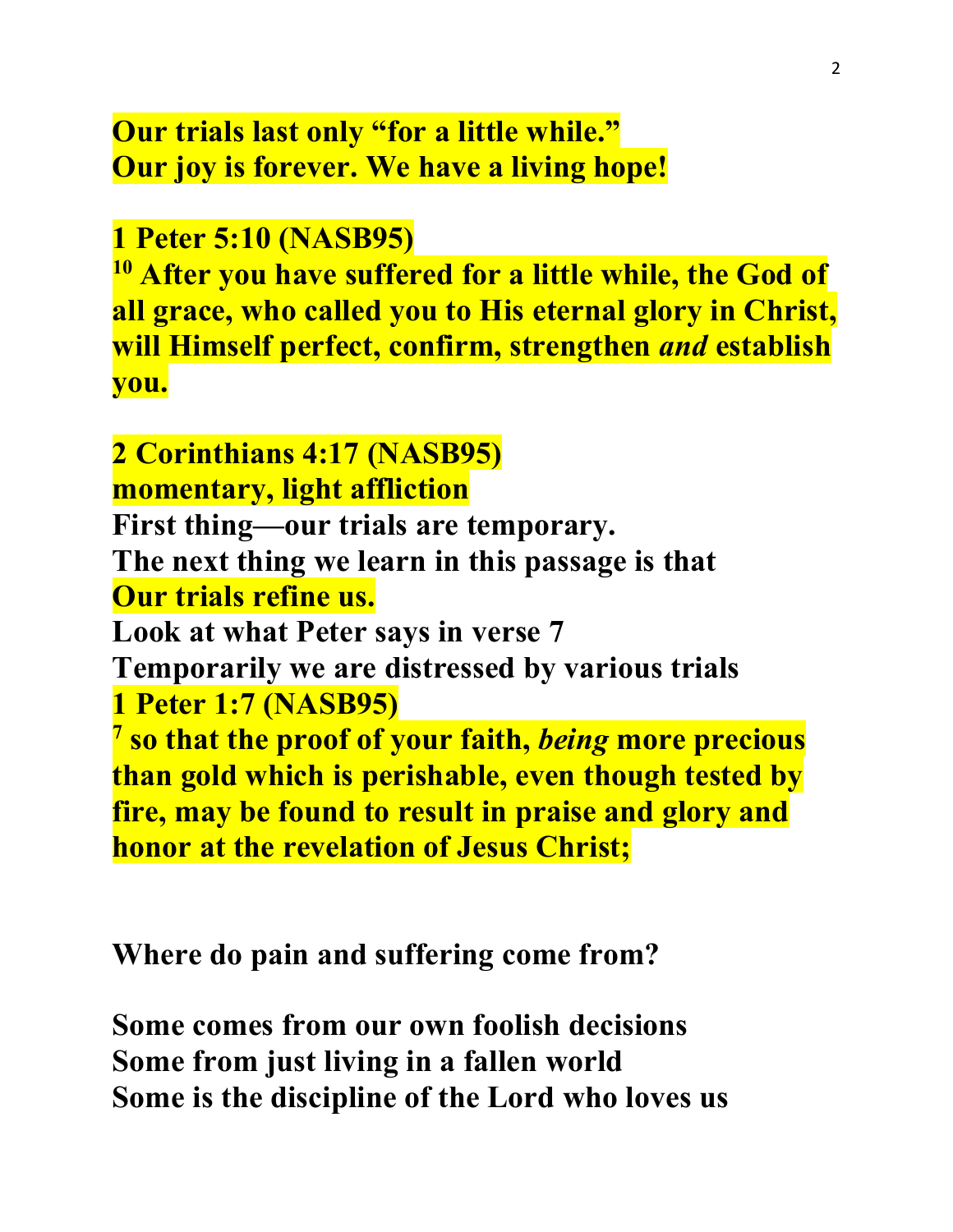**Our trials last only "for a little while."**
**Our joy is forever. We have a living hope!**

**1 Peter 5:10 (NASB95)**
**[10] After you have suffered for a little while, the God of all grace, who called you to His eternal glory in Christ, will Himself perfect, confirm, strengthen *and* establish you.**

**2 Corinthians 4:17 (NASB95)**
**momentary, light affliction**
**First thing—our trials are temporary.**
**The next thing we learn in this passage is that**
**Our trials refine us.**
**Look at what Peter says in verse 7**
**Temporarily we are distressed by various trials**
**1 Peter 1:7 (NASB95)**
**[7] so that the proof of your faith, *being* more precious than gold which is perishable, even though tested by fire, may be found to result in praise and glory and honor at the revelation of Jesus Christ;**

**Where do pain and suffering come from?**

**Some comes from our own foolish decisions**
**Some from just living in a fallen world**
**Some is the discipline of the Lord who loves us**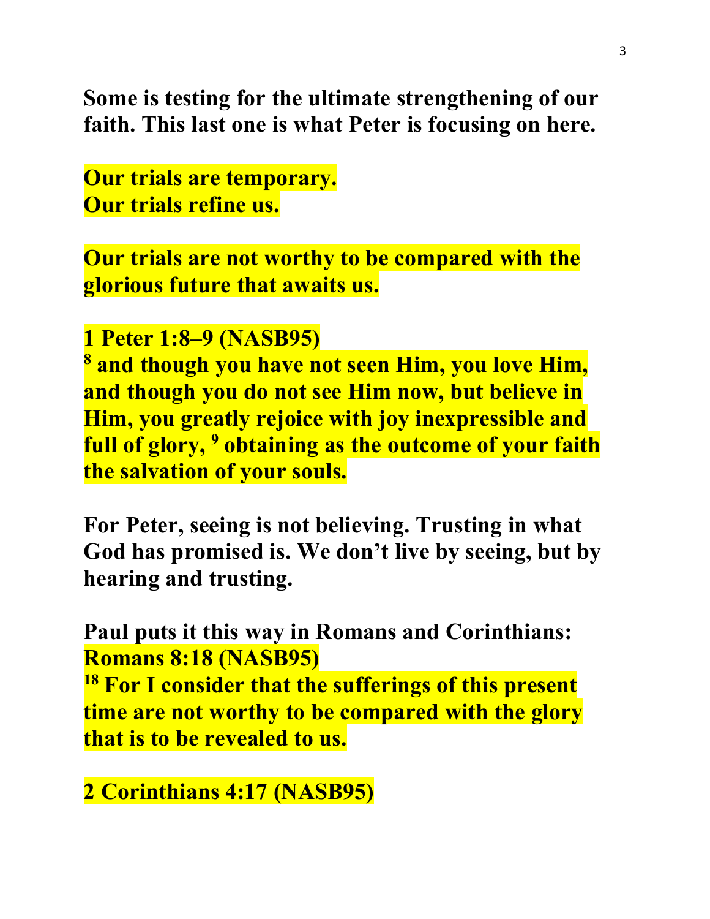**Some is testing for the ultimate strengthening of our faith. This last one is what Peter is focusing on here.**

**Our trials are temporary.**
**Our trials refine us.**

**Our trials are not worthy to be compared with the glorious future that awaits us.**

**1 Peter 1:8–9 (NASB95)**
**[8] and though you have not seen Him, you love Him, and though you do not see Him now, but believe in Him, you greatly rejoice with joy inexpressible and full of glory, [9] obtaining as the outcome of your faith the salvation of your souls.**

**For Peter, seeing is not believing. Trusting in what God has promised is. We don't live by seeing, but by hearing and trusting.**

**Paul puts it this way in Romans and Corinthians:**
**Romans 8:18 (NASB95)**
**[18] For I consider that the sufferings of this present time are not worthy to be compared with the glory that is to be revealed to us.**

**2 Corinthians 4:17 (NASB95)**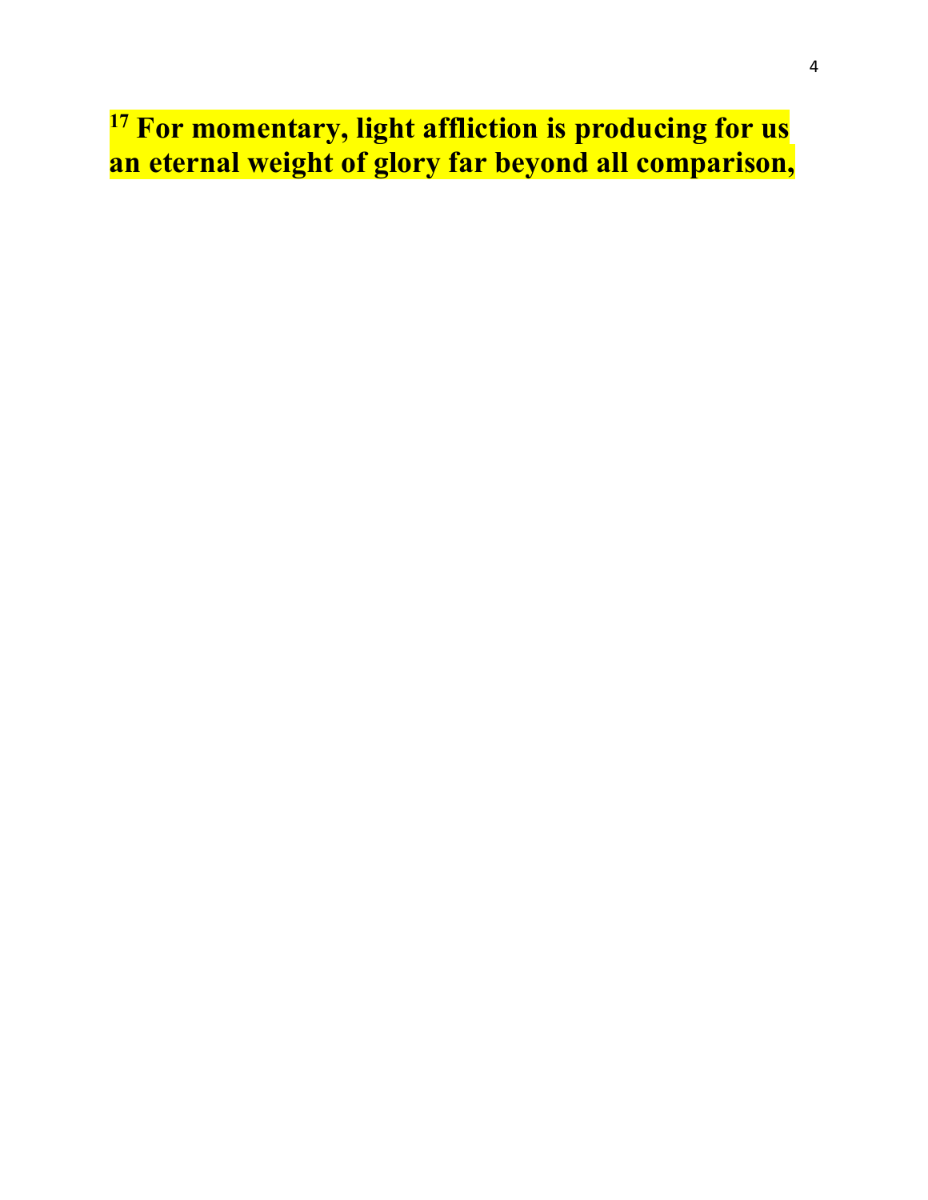**[17] For momentary, light affliction is producing for us an eternal weight of glory far beyond all comparison,**